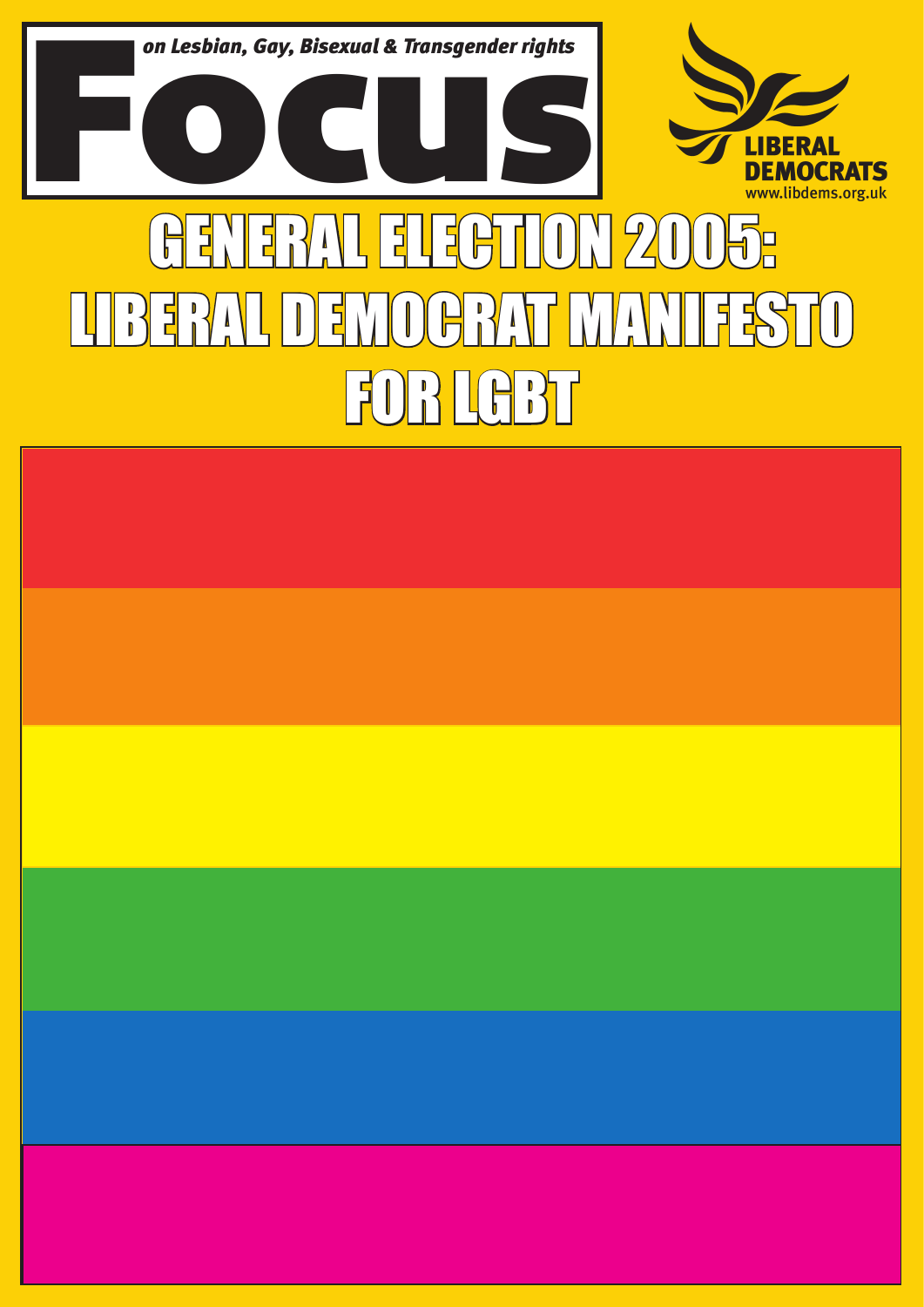# Focus

*on Lesbian, Gay, Bisexual & Transgender rights*

LIBERAL DEMOCRATS
www.libdems.org.uk

# GENERAL ELECTION 2005: LIBERAL DEMOCRAT MANIFESTO FOR LGBT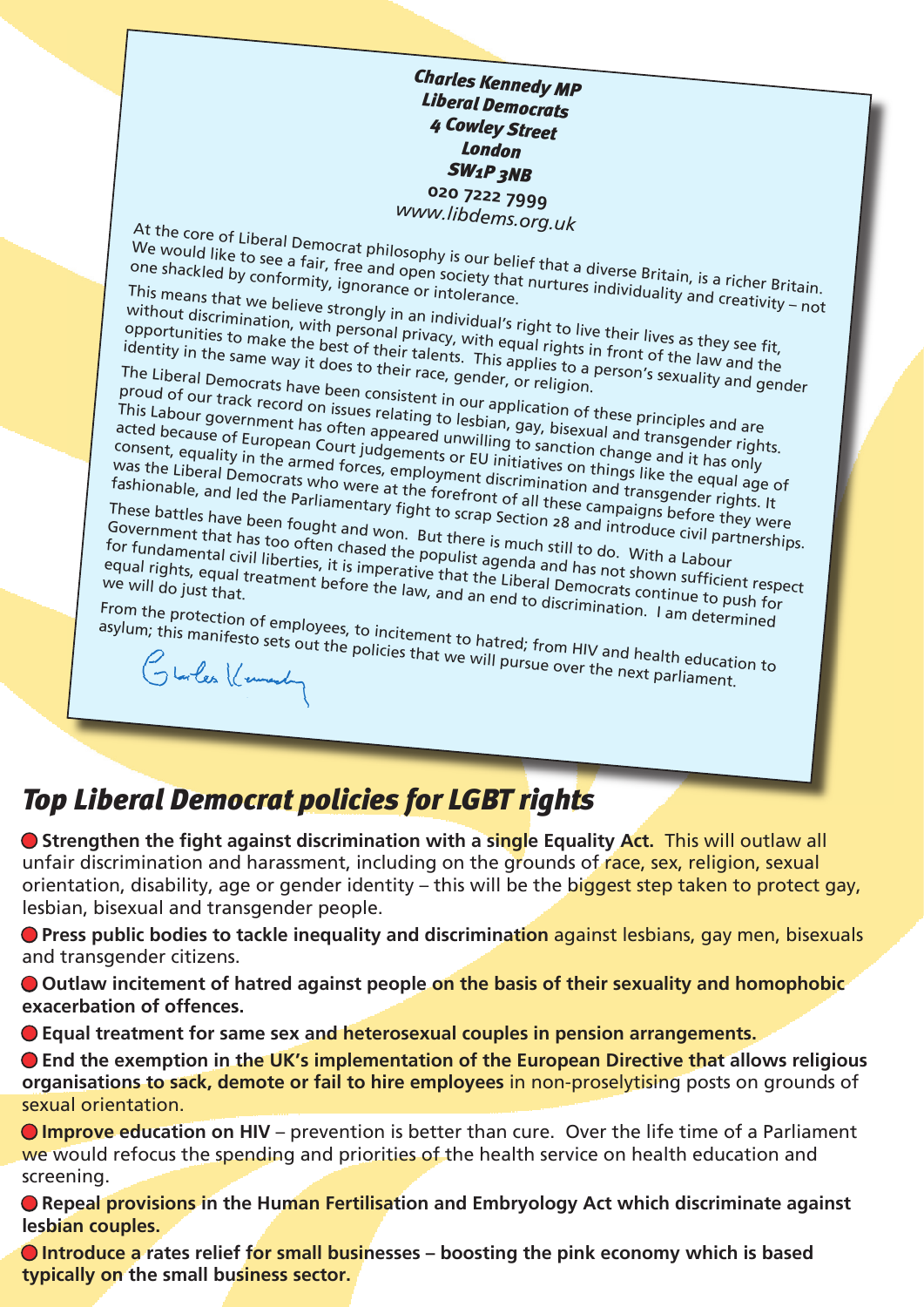***Charles Kennedy MP***
***Liberal Democrats***
***4 Cowley Street***
***London***
***SW1P 3NB***
**020 7222 7999**
*www.libdems.org.uk*

At the core of Liberal Democrat philosophy is our belief that a diverse Britain, is a richer Britain. We would like to see a fair, free and open society that nurtures individuality and creativity – not one shackled by conformity, ignorance or intolerance.

This means that we believe strongly in an individual's right to live their lives as they see fit, without discrimination, with personal privacy, with equal rights in front of the law and the opportunities to make the best of their talents. This applies to a person's sexuality and gender identity in the same way it does to their race, gender, or religion.

The Liberal Democrats have been consistent in our application of these principles and are proud of our track record on issues relating to lesbian, gay, bisexual and transgender rights. This Labour government has often appeared unwilling to sanction change and it has only acted because of European Court judgements or EU initiatives on things like the equal age of consent, equality in the armed forces, employment discrimination and transgender rights. It was the Liberal Democrats who were at the forefront of all these campaigns before they were fashionable, and led the Parliamentary fight to scrap Section 28 and introduce civil partnerships.

These battles have been fought and won. But there is much still to do. With a Labour Government that has too often chased the populist agenda and has not shown sufficient respect for fundamental civil liberties, it is imperative that the Liberal Democrats continue to push for equal rights, equal treatment before the law, and an end to discrimination. I am determined we will do just that.

From the protection of employees, to incitement to hatred; from HIV and health education to asylum; this manifesto sets out the policies that we will pursue over the next parliament.

Charles Kennedy

## *Top Liberal Democrat policies for LGBT rights*

- **Strengthen the fight against discrimination with a single Equality Act.** This will outlaw all unfair discrimination and harassment, including on the grounds of race, sex, religion, sexual orientation, disability, age or gender identity – this will be the biggest step taken to protect gay, lesbian, bisexual and transgender people.
- **Press public bodies to tackle inequality and discrimination** against lesbians, gay men, bisexuals and transgender citizens.
- **Outlaw incitement of hatred against people on the basis of their sexuality and homophobic exacerbation of offences.**
- **Equal treatment for same sex and heterosexual couples in pension arrangements.**
- **End the exemption in the UK's implementation of the European Directive that allows religious organisations to sack, demote or fail to hire employees** in non-proselytising posts on grounds of sexual orientation.
- **Improve education on HIV** – prevention is better than cure. Over the life time of a Parliament we would refocus the spending and priorities of the health service on health education and screening.
- **Repeal provisions in the Human Fertilisation and Embryology Act which discriminate against lesbian couples.**
- **Introduce a rates relief for small businesses – boosting the pink economy which is based typically on the small business sector.**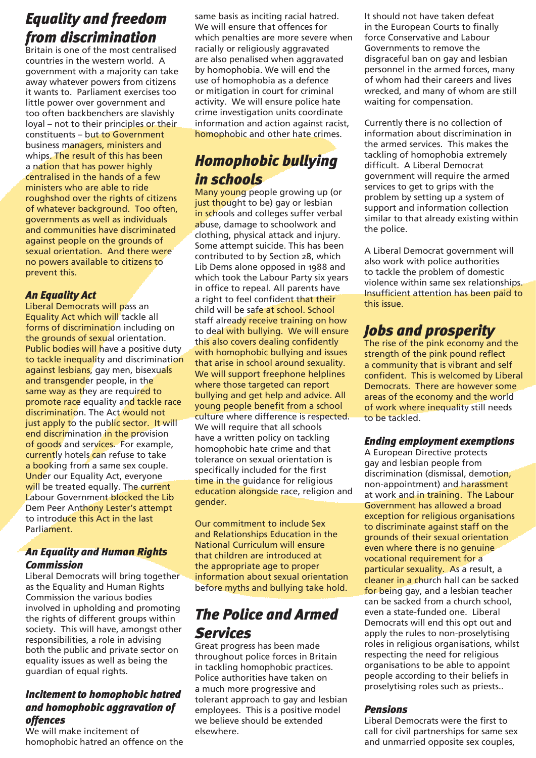## Equality and freedom from discrimination

Britain is one of the most centralised countries in the western world. A government with a majority can take away whatever powers from citizens it wants to. Parliament exercises too little power over government and too often backbenchers are slavishly loyal – not to their principles or their constituents – but to Government business managers, ministers and whips. The result of this has been a nation that has power highly centralised in the hands of a few ministers who are able to ride roughshod over the rights of citizens of whatever background. Too often, governments as well as individuals and communities have discriminated against people on the grounds of sexual orientation. And there were no powers available to citizens to prevent this.

### An Equality Act

Liberal Democrats will pass an Equality Act which will tackle all forms of discrimination including on the grounds of sexual orientation. Public bodies will have a positive duty to tackle inequality and discrimination against lesbians, gay men, bisexuals and transgender people, in the same way as they are required to promote race equality and tackle race discrimination. The Act would not just apply to the public sector. It will end discrimination in the provision of goods and services. For example, currently hotels can refuse to take a booking from a same sex couple. Under our Equality Act, everyone will be treated equally. The current Labour Government blocked the Lib Dem Peer Anthony Lester's attempt to introduce this Act in the last Parliament.

### An Equality and Human Rights Commission

Liberal Democrats will bring together as the Equality and Human Rights Commission the various bodies involved in upholding and promoting the rights of different groups within society. This will have, amongst other responsibilities, a role in advising both the public and private sector on equality issues as well as being the guardian of equal rights.

### Incitement to homophobic hatred and homophobic aggravation of offences

We will make incitement of homophobic hatred an offence on the same basis as inciting racial hatred. We will ensure that offences for which penalties are more severe when racially or religiously aggravated are also penalised when aggravated by homophobia. We will end the use of homophobia as a defence or mitigation in court for criminal activity. We will ensure police hate crime investigation units coordinate information and action against racist, homophobic and other hate crimes.

## Homophobic bullying in schools

Many young people growing up (or just thought to be) gay or lesbian in schools and colleges suffer verbal abuse, damage to schoolwork and clothing, physical attack and injury. Some attempt suicide. This has been contributed to by Section 28, which Lib Dems alone opposed in 1988 and which took the Labour Party six years in office to repeal. All parents have a right to feel confident that their child will be safe at school. School staff already receive training on how to deal with bullying. We will ensure this also covers dealing confidently with homophobic bullying and issues that arise in school around sexuality. We will support freephone helplines where those targeted can report bullying and get help and advice. All young people benefit from a school culture where difference is respected. We will require that all schools have a written policy on tackling homophobic hate crime and that tolerance on sexual orientation is specifically included for the first time in the guidance for religious education alongside race, religion and gender.

Our commitment to include Sex and Relationships Education in the National Curriculum will ensure that children are introduced at the appropriate age to proper information about sexual orientation before myths and bullying take hold.

## The Police and Armed Services

Great progress has been made throughout police forces in Britain in tackling homophobic practices. Police authorities have taken on a much more progressive and tolerant approach to gay and lesbian employees. This is a positive model we believe should be extended elsewhere.

It should not have taken defeat in the European Courts to finally force Conservative and Labour Governments to remove the disgraceful ban on gay and lesbian personnel in the armed forces, many of whom had their careers and lives wrecked, and many of whom are still waiting for compensation.

Currently there is no collection of information about discrimination in the armed services. This makes the tackling of homophobia extremely difficult. A Liberal Democrat government will require the armed services to get to grips with the problem by setting up a system of support and information collection similar to that already existing within the police.

A Liberal Democrat government will also work with police authorities to tackle the problem of domestic violence within same sex relationships. Insufficient attention has been paid to this issue.

## Jobs and prosperity

The rise of the pink economy and the strength of the pink pound reflect a community that is vibrant and self confident. This is welcomed by Liberal Democrats. There are however some areas of the economy and the world of work where inequality still needs to be tackled.

### Ending employment exemptions

A European Directive protects gay and lesbian people from discrimination (dismissal, demotion, non-appointment) and harassment at work and in training. The Labour Government has allowed a broad exception for religious organisations to discriminate against staff on the grounds of their sexual orientation even where there is no genuine vocational requirement for a particular sexuality. As a result, a cleaner in a church hall can be sacked for being gay, and a lesbian teacher can be sacked from a church school, even a state-funded one. Liberal Democrats will end this opt out and apply the rules to non-proselytising roles in religious organisations, whilst respecting the need for religious organisations to be able to appoint people according to their beliefs in proselytising roles such as priests..

### Pensions

Liberal Democrats were the first to call for civil partnerships for same sex and unmarried opposite sex couples,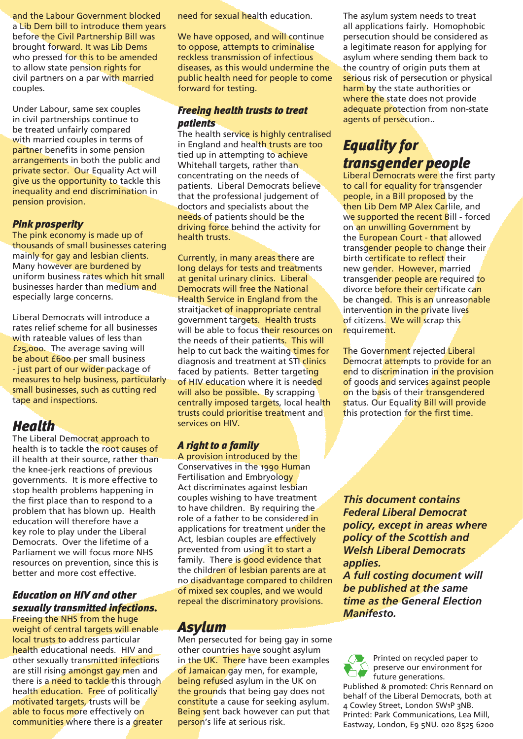and the Labour Government blocked a Lib Dem bill to introduce them years before the Civil Partnership Bill was brought forward. It was Lib Dems who pressed for this to be amended to allow state pension rights for civil partners on a par with married couples.

Under Labour, same sex couples in civil partnerships continue to be treated unfairly compared with married couples in terms of partner benefits in some pension arrangements in both the public and private sector. Our Equality Act will give us the opportunity to tackle this inequality and end discrimination in pension provision.

### *Pink prosperity*

The pink economy is made up of thousands of small businesses catering mainly for gay and lesbian clients. Many however are burdened by uniform business rates which hit small businesses harder than medium and especially large concerns.

Liberal Democrats will introduce a rates relief scheme for all businesses with rateable values of less than £25,000. The average saving will be about £600 per small business - just part of our wider package of measures to help business, particularly small businesses, such as cutting red tape and inspections.

## *Health*

The Liberal Democrat approach to health is to tackle the root causes of ill health at their source, rather than the knee-jerk reactions of previous governments. It is more effective to stop health problems happening in the first place than to respond to a problem that has blown up. Health education will therefore have a key role to play under the Liberal Democrats. Over the lifetime of a Parliament we will focus more NHS resources on prevention, since this is better and more cost effective.

### *Education on HIV and other sexually transmitted infections.*

Freeing the NHS from the huge weight of central targets will enable local trusts to address particular health educational needs. HIV and other sexually transmitted infections are still rising amongst gay men and there is a need to tackle this through health education. Free of politically motivated targets, trusts will be able to focus more effectively on communities where there is a greater need for sexual health education.

We have opposed, and will continue to oppose, attempts to criminalise reckless transmission of infectious diseases, as this would undermine the public health need for people to come forward for testing.

### *Freeing health trusts to treat patients*

The health service is highly centralised in England and health trusts are too tied up in attempting to achieve Whitehall targets, rather than concentrating on the needs of patients. Liberal Democrats believe that the professional judgement of doctors and specialists about the needs of patients should be the driving force behind the activity for health trusts.

Currently, in many areas there are long delays for tests and treatments at genital urinary clinics. Liberal Democrats will free the National Health Service in England from the straitjacket of inappropriate central government targets. Health trusts will be able to focus their resources on the needs of their patients. This will help to cut back the waiting times for diagnosis and treatment at STI clinics faced by patients. Better targeting of HIV education where it is needed will also be possible. By scrapping centrally imposed targets, local health trusts could prioritise treatment and services on HIV.

### *A right to a family*

A provision introduced by the Conservatives in the 1990 Human Fertilisation and Embryology Act discriminates against lesbian couples wishing to have treatment to have children. By requiring the role of a father to be considered in applications for treatment under the Act, lesbian couples are effectively prevented from using it to start a family. There is good evidence that the children of lesbian parents are at no disadvantage compared to children of mixed sex couples, and we would repeal the discriminatory provisions.

## *Asylum*

Men persecuted for being gay in some other countries have sought asylum in the UK. There have been examples of Jamaican gay men, for example, being refused asylum in the UK on the grounds that being gay does not constitute a cause for seeking asylum. Being sent back however can put that person's life at serious risk.

The asylum system needs to treat all applications fairly. Homophobic persecution should be considered as a legitimate reason for applying for asylum where sending them back to the country of origin puts them at serious risk of persecution or physical harm by the state authorities or where the state does not provide adequate protection from non-state agents of persecution..

## *Equality for transgender people*

Liberal Democrats were the first party to call for equality for transgender people, in a Bill proposed by the then Lib Dem MP Alex Carlile, and we supported the recent Bill - forced on an unwilling Government by the European Court - that allowed transgender people to change their birth certificate to reflect their new gender. However, married transgender people are required to divorce before their certificate can be changed. This is an unreasonable intervention in the private lives of citizens. We will scrap this requirement.

The Government rejected Liberal Democrat attempts to provide for an end to discrimination in the provision of goods and services against people on the basis of their transgendered status. Our Equality Bill will provide this protection for the first time.

***This document contains Federal Liberal Democrat policy, except in areas where policy of the Scottish and Welsh Liberal Democrats applies.***

***A full costing document will be published at the same time as the General Election Manifesto.***

Printed on recycled paper to preserve our environment for future generations.

Published & promoted: Chris Rennard on behalf of the Liberal Democrats, both at 4 Cowley Street, London SW1P 3NB. Printed: Park Communications, Lea Mill, Eastway, London, E9 5NU. 020 8525 6200